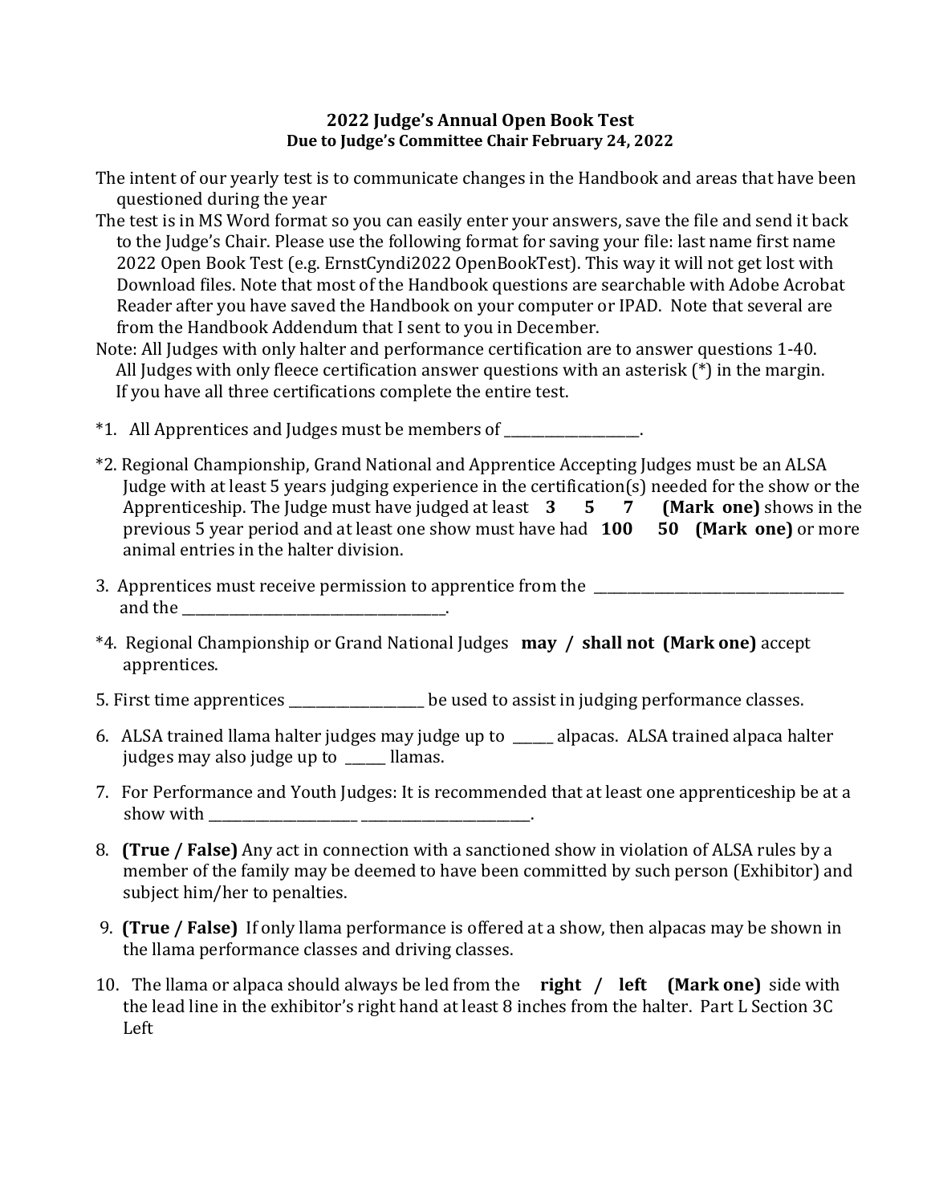**2022 Judge's Annual Open Book Test**
**Due to Judge's Committee Chair February 24, 2022**

The intent of our yearly test is to communicate changes in the Handbook and areas that have been questioned during the year

The test is in MS Word format so you can easily enter your answers, save the file and send it back to the Judge's Chair. Please use the following format for saving your file: last name first name 2022 Open Book Test (e.g. ErnstCyndi2022 OpenBookTest). This way it will not get lost with Download files. Note that most of the Handbook questions are searchable with Adobe Acrobat Reader after you have saved the Handbook on your computer or IPAD. Note that several are from the Handbook Addendum that I sent to you in December.

Note: All Judges with only halter and performance certification are to answer questions 1-40.
All Judges with only fleece certification answer questions with an asterisk (*) in the margin.
If you have all three certifications complete the entire test.

*1. All Apprentices and Judges must be members of ___________________.

*2. Regional Championship, Grand National and Apprentice Accepting Judges must be an ALSA Judge with at least 5 years judging experience in the certification(s) needed for the show or the Apprenticeship. The Judge must have judged at least **3 5 7 (Mark one)** shows in the previous 5 year period and at least one show must have had **100 50 (Mark one)** or more animal entries in the halter division.

3. Apprentices must receive permission to apprentice from the ___________________________________ and the ___________________________________.

*4. Regional Championship or Grand National Judges **may / shall not (Mark one)** accept apprentices.

5. First time apprentices ___________________ be used to assist in judging performance classes.

6. ALSA trained llama halter judges may judge up to _____ alpacas. ALSA trained alpaca halter judges may also judge up to _____ llamas.

7. For Performance and Youth Judges: It is recommended that at least one apprenticeship be at a show with _____________________ _______________________.

8. **(True / False)** Any act in connection with a sanctioned show in violation of ALSA rules by a member of the family may be deemed to have been committed by such person (Exhibitor) and subject him/her to penalties.

9. **(True / False)** If only llama performance is offered at a show, then alpacas may be shown in the llama performance classes and driving classes.

10. The llama or alpaca should always be led from the **right / left (Mark one)** side with the lead line in the exhibitor's right hand at least 8 inches from the halter. Part L Section 3C Left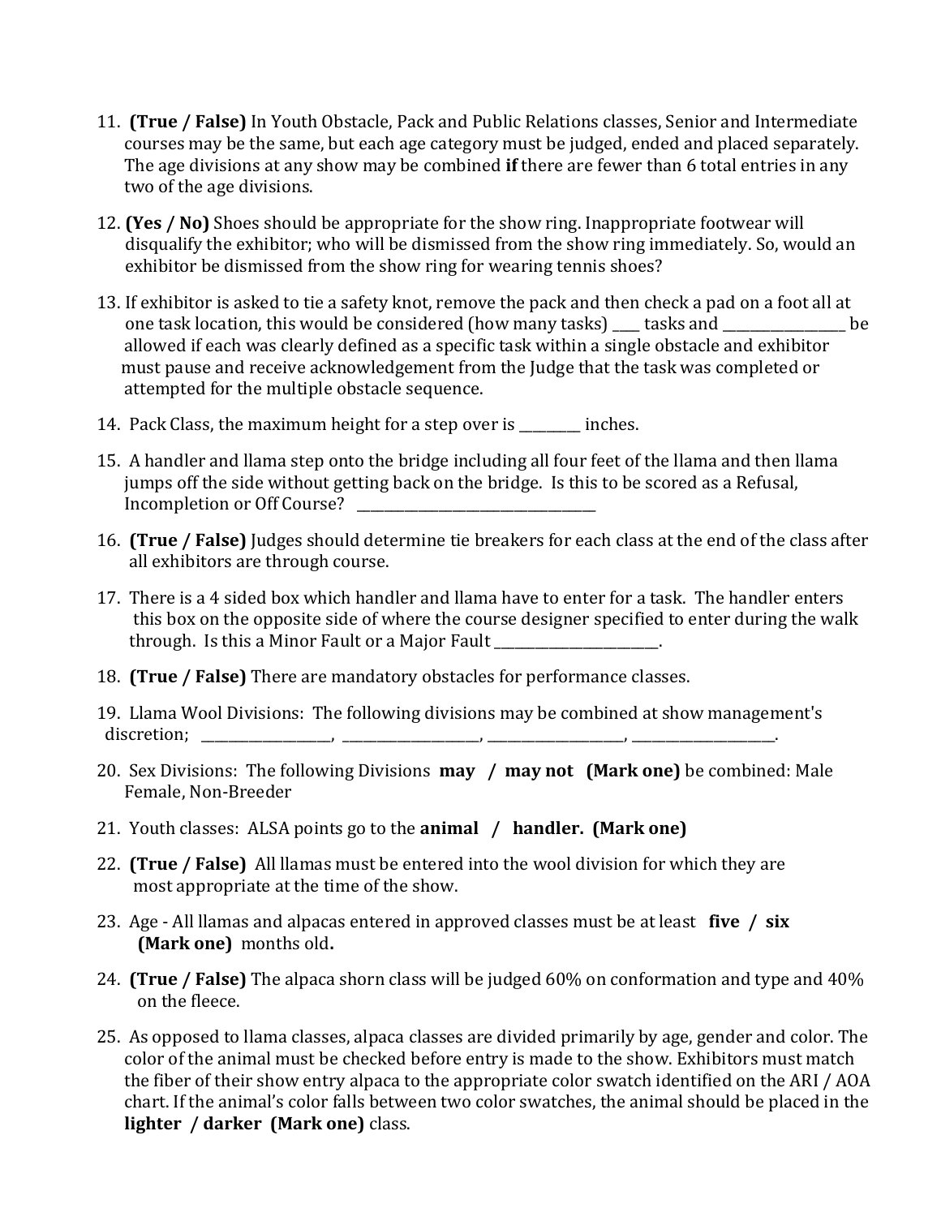11. **(True / False)** In Youth Obstacle, Pack and Public Relations classes, Senior and Intermediate courses may be the same, but each age category must be judged, ended and placed separately. The age divisions at any show may be combined **if** there are fewer than 6 total entries in any two of the age divisions.

12. **(Yes / No)** Shoes should be appropriate for the show ring. Inappropriate footwear will disqualify the exhibitor; who will be dismissed from the show ring immediately. So, would an exhibitor be dismissed from the show ring for wearing tennis shoes?

13. If exhibitor is asked to tie a safety knot, remove the pack and then check a pad on a foot all at one task location, this would be considered (how many tasks) ____ tasks and ________________ be allowed if each was clearly defined as a specific task within a single obstacle and exhibitor must pause and receive acknowledgement from the Judge that the task was completed or attempted for the multiple obstacle sequence.

14. Pack Class, the maximum height for a step over is _________ inches.

15. A handler and llama step onto the bridge including all four feet of the llama and then llama jumps off the side without getting back on the bridge. Is this to be scored as a Refusal, Incompletion or Off Course? _________________________________

16. **(True / False)** Judges should determine tie breakers for each class at the end of the class after all exhibitors are through course.

17. There is a 4 sided box which handler and llama have to enter for a task. The handler enters this box on the opposite side of where the course designer specified to enter during the walk through. Is this a Minor Fault or a Major Fault _______________________.

18. **(True / False)** There are mandatory obstacles for performance classes.

19. Llama Wool Divisions: The following divisions may be combined at show management's discretion; __________________, ___________________, ___________________, ___________________.

20. Sex Divisions: The following Divisions **may / may not (Mark one)** be combined: Male Female, Non-Breeder

21. Youth classes: ALSA points go to the **animal / handler. (Mark one)**

22. **(True / False)** All llamas must be entered into the wool division for which they are most appropriate at the time of the show.

23. Age - All llamas and alpacas entered in approved classes must be at least **five / six (Mark one)** months old**.**

24. **(True / False)** The alpaca shorn class will be judged 60% on conformation and type and 40% on the fleece.

25. As opposed to llama classes, alpaca classes are divided primarily by age, gender and color. The color of the animal must be checked before entry is made to the show. Exhibitors must match the fiber of their show entry alpaca to the appropriate color swatch identified on the ARI / AOA chart. If the animal's color falls between two color swatches, the animal should be placed in the **lighter / darker (Mark one)** class.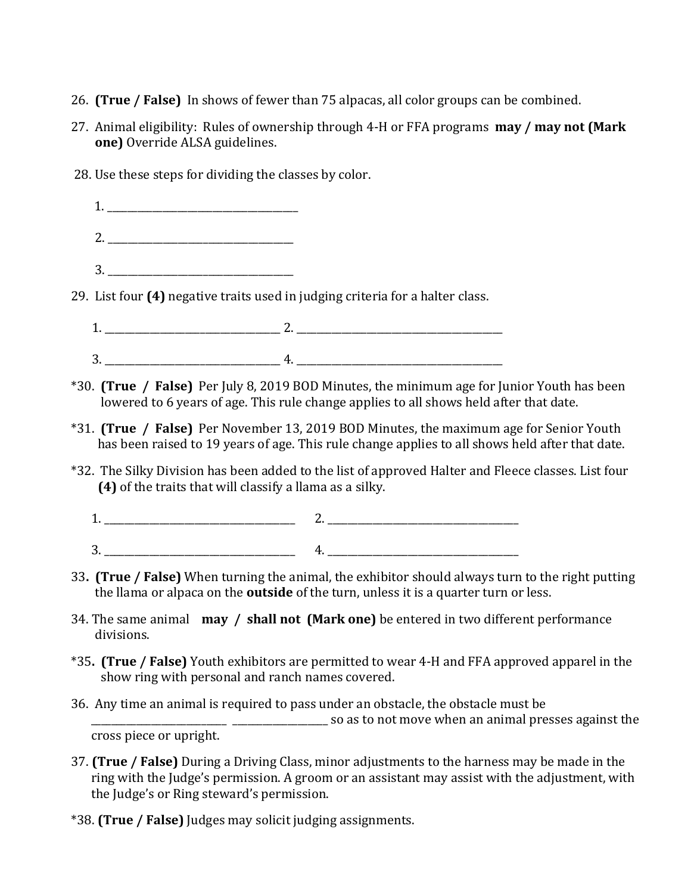26. **(True / False)** In shows of fewer than 75 alpacas, all color groups can be combined.

27. Animal eligibility: Rules of ownership through 4-H or FFA programs **may / may not (Mark one)** Override ALSA guidelines.

28. Use these steps for dividing the classes by color.

    1. ______________________________________

    2. ______________________________________

    3. ______________________________________

29. List four **(4)** negative traits used in judging criteria for a halter class.

    1. ___________________________________ 2. ___________________________________________

    3. ___________________________________ 4. ___________________________________________

*30. **(True / False)** Per July 8, 2019 BOD Minutes, the minimum age for Junior Youth has been lowered to 6 years of age. This rule change applies to all shows held after that date.

*31. **(True / False)** Per November 13, 2019 BOD Minutes, the maximum age for Senior Youth has been raised to 19 years of age. This rule change applies to all shows held after that date.

*32. The Silky Division has been added to the list of approved Halter and Fleece classes. List four **(4)** of the traits that will classify a llama as a silky.

    1. ______________________________________ 2. ______________________________________

    3. ______________________________________ 4. ______________________________________

33. **(True / False)** When turning the animal, the exhibitor should always turn to the right putting the llama or alpaca on the **outside** of the turn, unless it is a quarter turn or less.

34. The same animal **may / shall not (Mark one)** be entered in two different performance divisions.

*35. **(True / False)** Youth exhibitors are permitted to wear 4-H and FFA approved apparel in the show ring with personal and ranch names covered.

36. Any time an animal is required to pass under an obstacle, the obstacle must be __________________________ ___________________ so as to not move when an animal presses against the cross piece or upright.

37. **(True / False)** During a Driving Class, minor adjustments to the harness may be made in the ring with the Judge's permission. A groom or an assistant may assist with the adjustment, with the Judge's or Ring steward's permission.

*38. **(True / False)** Judges may solicit judging assignments.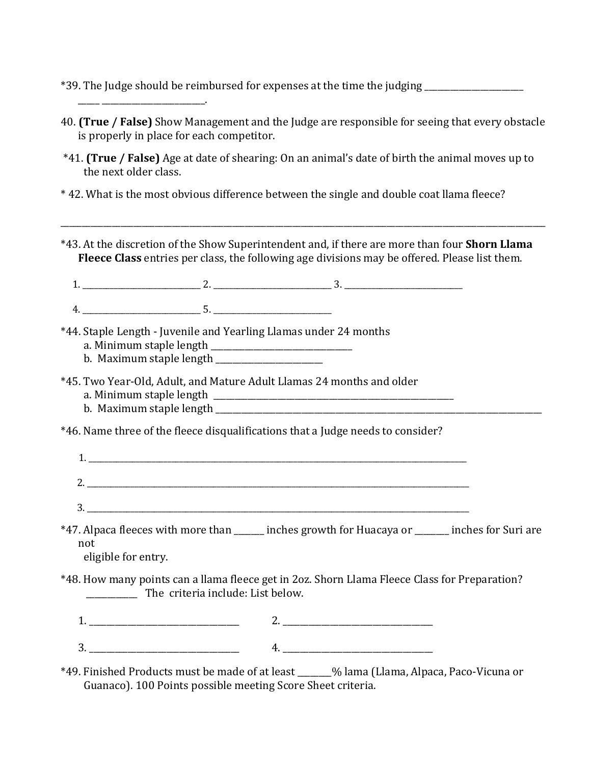*39. The Judge should be reimbursed for expenses at the time the judging _______________________ _____ _______________________.

40. **(True / False)** Show Management and the Judge are responsible for seeing that every obstacle is properly in place for each competitor.

*41. **(True / False)** Age at date of shearing: On an animal's date of birth the animal moves up to the next older class.

* 42. What is the most obvious difference between the single and double coat llama fleece?

_______________________________________________________________________________________________

*43. At the discretion of the Show Superintendent and, if there are more than four **Shorn Llama Fleece Class** entries per class, the following age divisions may be offered. Please list them.

1. __________________________ 2. __________________________ 3. __________________________

4. __________________________ 5. __________________________

*44. Staple Length - Juvenile and Yearling Llamas under 24 months
   a. Minimum staple length ______________________________
   b. Maximum staple length _______________________

*45. Two Year-Old, Adult, and Mature Adult Llamas 24 months and older
   a. Minimum staple length ______________________________________________________
   b. Maximum staple length ___________________________________________________________________________

*46. Name three of the fleece disqualifications that a Judge needs to consider?

1. ___________________________________________________________________________________________

2. ___________________________________________________________________________________________

3. ___________________________________________________________________________________________

*47. Alpaca fleeces with more than ______ inches growth for Huacaya or _______ inches for Suri are not
   eligible for entry.

*48. How many points can a llama fleece get in 2oz. Shorn Llama Fleece Class for Preparation? ___________ The criteria include: List below.

1. __________________________________ 2. __________________________________

3. __________________________________ 4. __________________________________

*49. Finished Products must be made of at least _______% lama (Llama, Alpaca, Paco-Vicuna or Guanaco). 100 Points possible meeting Score Sheet criteria.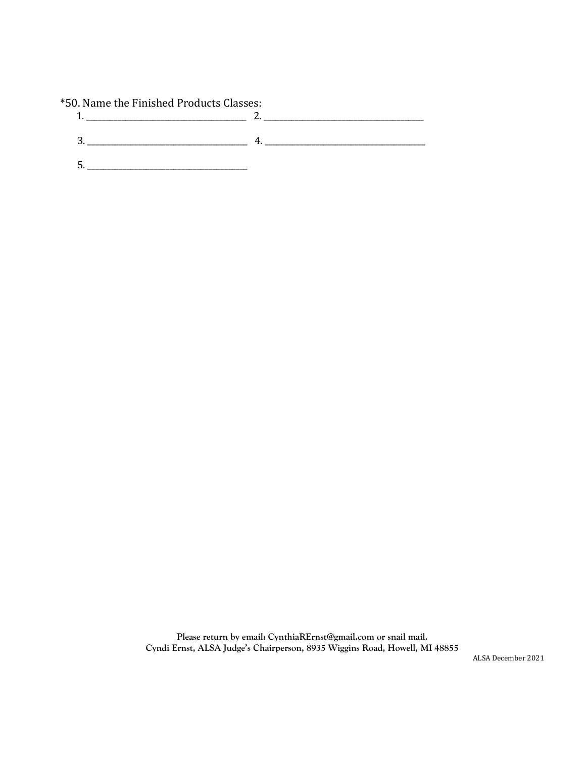*50. Name the Finished Products Classes:

1. ______________________________ 2. ______________________________

3. ______________________________ 4. ______________________________

5. ______________________________

**Please return by email: CynthiaRErnst@gmail.com or snail mail.**
**Cyndi Ernst, ALSA Judge's Chairperson, 8935 Wiggins Road, Howell, MI 48855**

ALSA December 2021